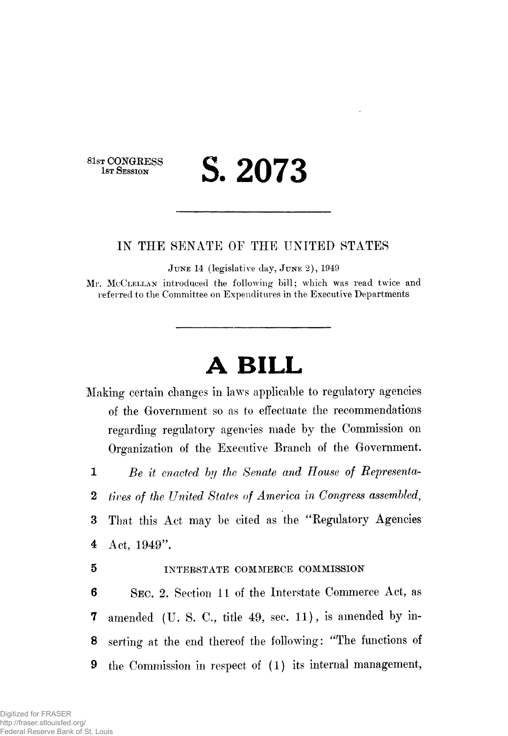81st CONGRESS
1st Session

# S. 2073

---

IN THE SENATE OF THE UNITED STATES

June 14 (legislative day, June 2), 1949

Mr. McClellan introduced the following bill; which was read twice and referred to the Committee on Expenditures in the Executive Departments

---

# A BILL

Making certain changes in laws applicable to regulatory agencies of the Government so as to effectuate the recommendations regarding regulatory agencies made by the Commission on Organization of the Executive Branch of the Government.

1 *Be it enacted by the Senate and House of Representa-*
2 *tives of the United States of America in Congress assembled,*
3 That this Act may be cited as the "Regulatory Agencies
4 Act, 1949".

5 INTERSTATE COMMERCE COMMISSION

6 Sec. 2. Section 11 of the Interstate Commerce Act, as
7 amended (U. S. C., title 49, sec. 11), is amended by in-
8 serting at the end thereof the following: "The functions of
9 the Commission in respect of (1) its internal management,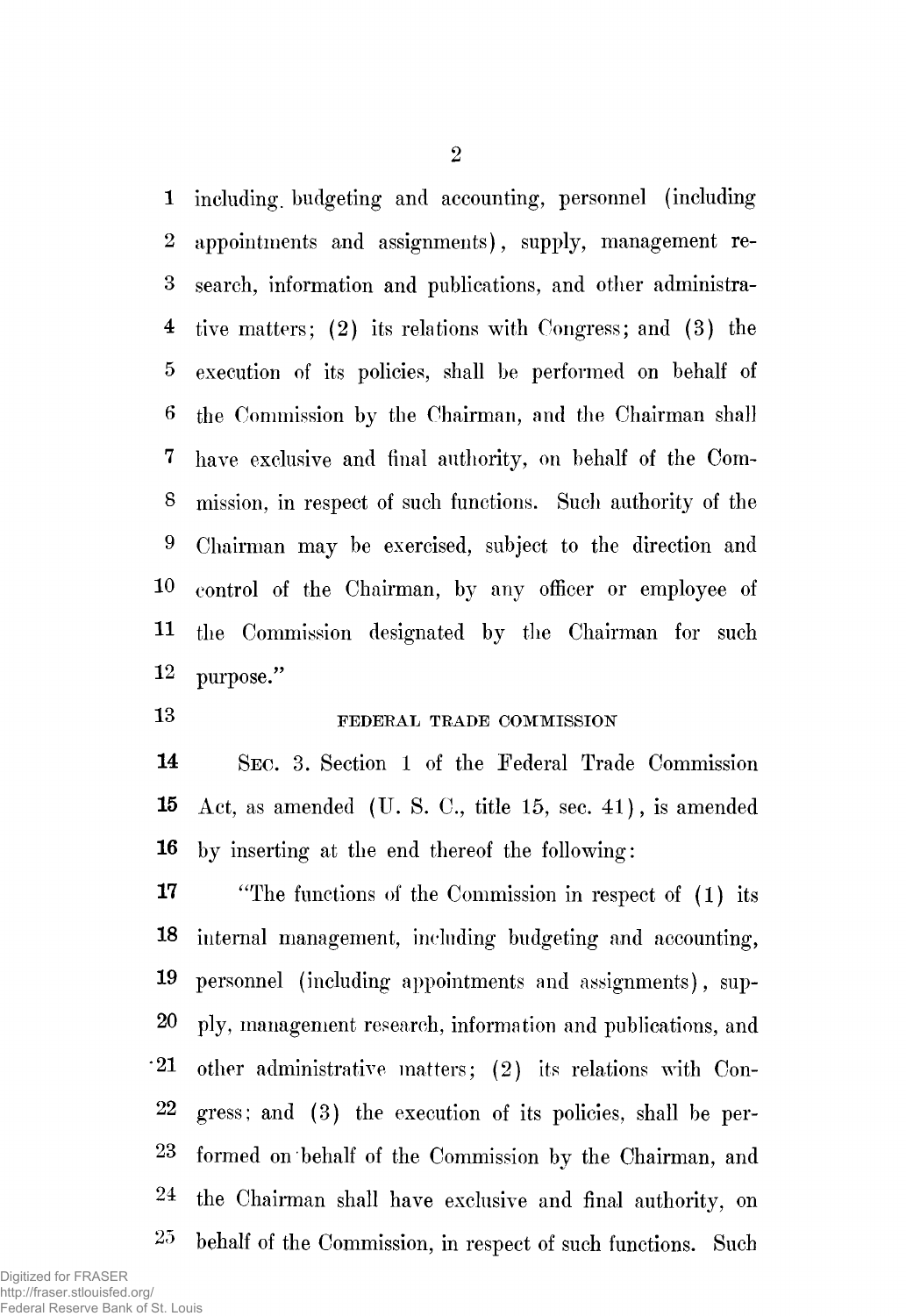including budgeting and accounting, personnel (including appointments and assignments), supply, management research, information and publications, and other administrative matters; (2) its relations with Congress; and (3) the execution of its policies, shall be performed on behalf of the Commission by the Chairman, and the Chairman shall have exclusive and final authority, on behalf of the Commission, in respect of such functions. Such authority of the Chairman may be exercised, subject to the direction and control of the Chairman, by any officer or employee of the Commission designated by the Chairman for such purpose."

FEDERAL TRADE COMMISSION

SEC. 3. Section 1 of the Federal Trade Commission Act, as amended (U. S. C., title 15, sec. 41), is amended by inserting at the end thereof the following:

"The functions of the Commission in respect of (1) its internal management, including budgeting and accounting, personnel (including appointments and assignments), supply, management research, information and publications, and other administrative matters; (2) its relations with Congress; and (3) the execution of its policies, shall be performed on behalf of the Commission by the Chairman, and the Chairman shall have exclusive and final authority, on behalf of the Commission, in respect of such functions. Such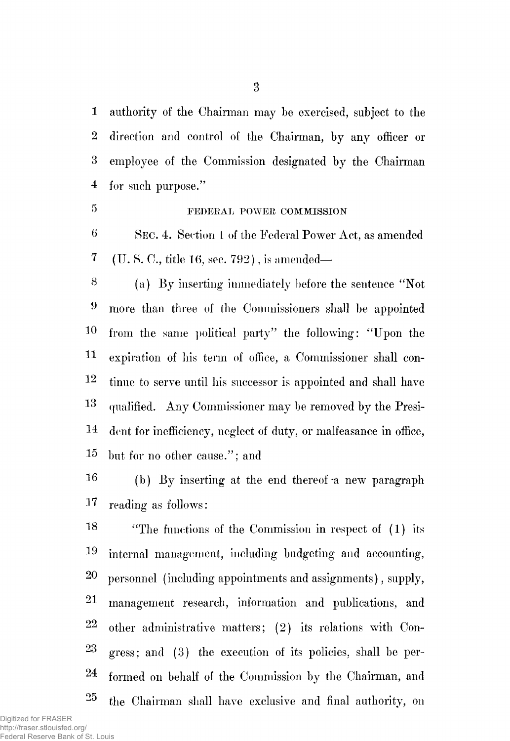authority of the Chairman may be exercised, subject to the direction and control of the Chairman, by any officer or employee of the Commission designated by the Chairman for such purpose."

FEDERAL POWER COMMISSION

SEC. 4. Section 1 of the Federal Power Act, as amended (U. S. C., title 16, sec. 792), is amended—

(a) By inserting immediately before the sentence "Not more than three of the Commissioners shall be appointed from the same political party" the following: "Upon the expiration of his term of office, a Commissioner shall continue to serve until his successor is appointed and shall have qualified. Any Commissioner may be removed by the President for inefficiency, neglect of duty, or malfeasance in office, but for no other cause."; and

(b) By inserting at the end thereof a new paragraph reading as follows:

"The functions of the Commission in respect of (1) its internal management, including budgeting and accounting, personnel (including appointments and assignments), supply, management research, information and publications, and other administrative matters; (2) its relations with Congress; and (3) the execution of its policies, shall be performed on behalf of the Commission by the Chairman, and the Chairman shall have exclusive and final authority, on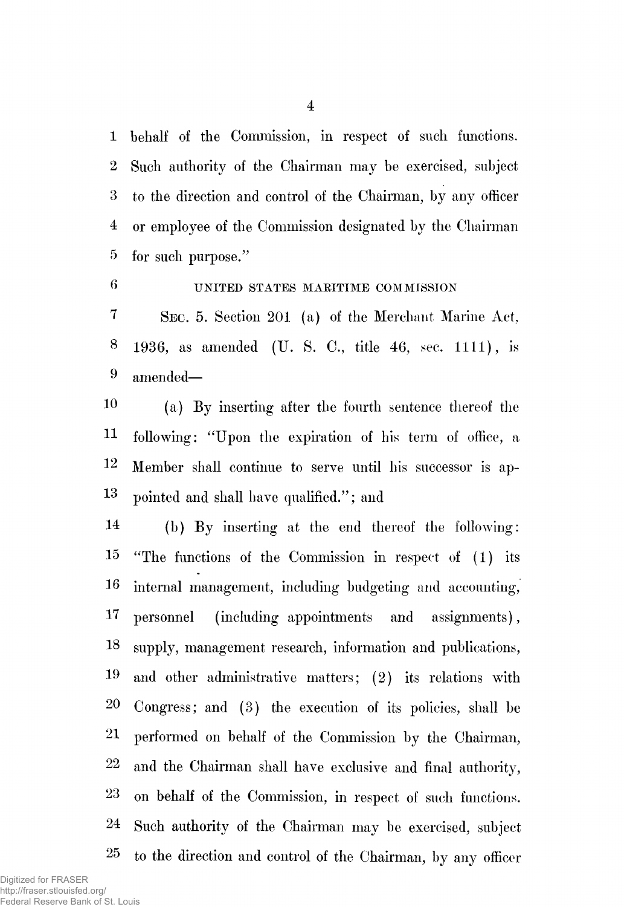behalf of the Commission, in respect of such functions. Such authority of the Chairman may be exercised, subject to the direction and control of the Chairman, by any officer or employee of the Commission designated by the Chairman for such purpose."

UNITED STATES MARITIME COMMISSION

SEC. 5. Section 201 (a) of the Merchant Marine Act, 1936, as amended (U. S. C., title 46, sec. 1111), is amended—

(a) By inserting after the fourth sentence thereof the following: "Upon the expiration of his term of office, a Member shall continue to serve until his successor is appointed and shall have qualified."; and

(b) By inserting at the end thereof the following: "The functions of the Commission in respect of (1) its internal management, including budgeting and accounting, personnel (including appointments and assignments), supply, management research, information and publications, and other administrative matters; (2) its relations with Congress; and (3) the execution of its policies, shall be performed on behalf of the Commission by the Chairman, and the Chairman shall have exclusive and final authority, on behalf of the Commission, in respect of such functions. Such authority of the Chairman may be exercised, subject to the direction and control of the Chairman, by any officer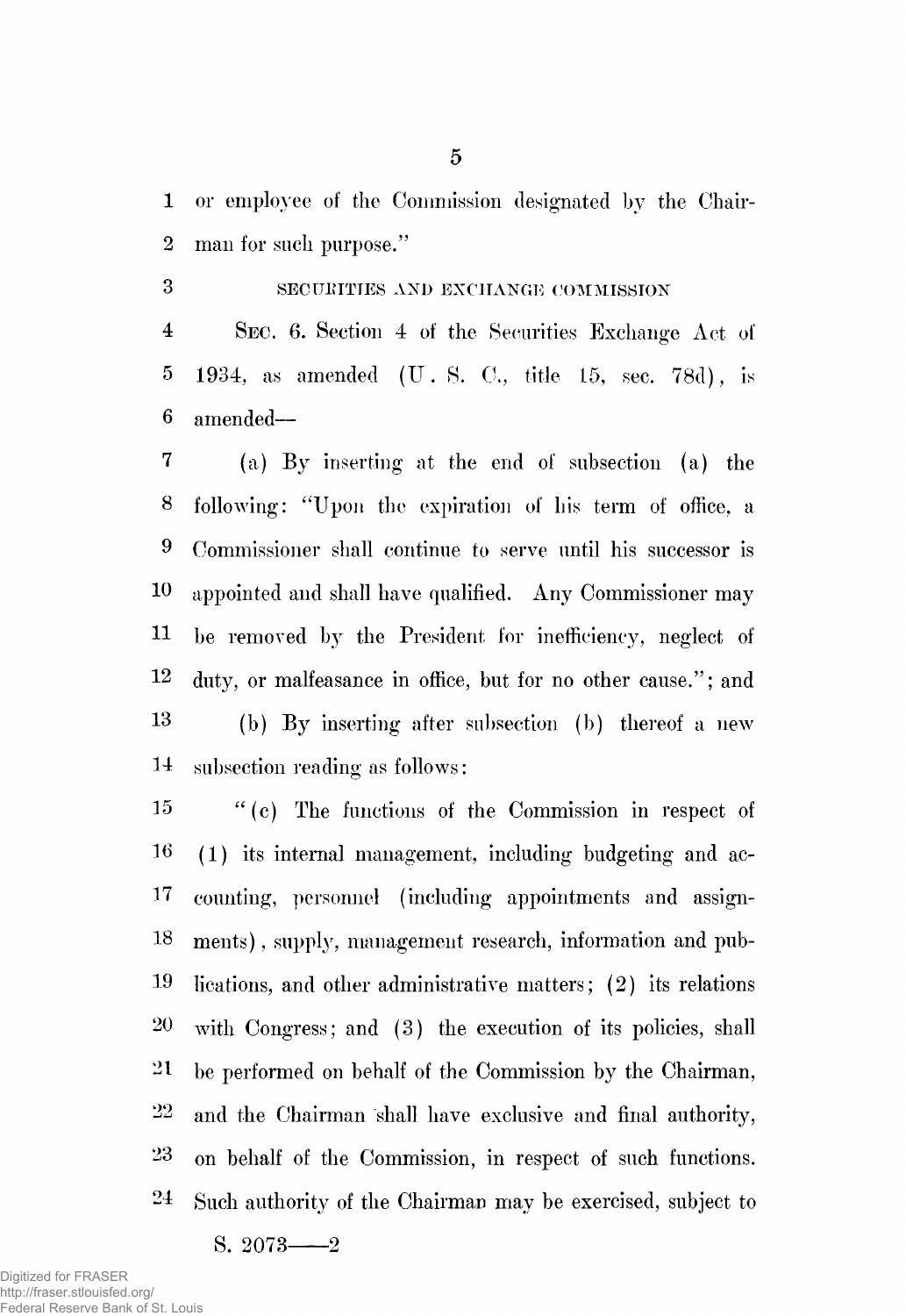or employee of the Commission designated by the Chairman for such purpose."

SECURITIES AND EXCHANGE COMMISSION

SEC. 6. Section 4 of the Securities Exchange Act of 1934, as amended (U. S. C., title 15, sec. 78d), is amended—

(a) By inserting at the end of subsection (a) the following: "Upon the expiration of his term of office, a Commissioner shall continue to serve until his successor is appointed and shall have qualified. Any Commissioner may be removed by the President for inefficiency, neglect of duty, or malfeasance in office, but for no other cause."; and

(b) By inserting after subsection (b) thereof a new subsection reading as follows:

"(c) The functions of the Commission in respect of (1) its internal management, including budgeting and accounting, personnel (including appointments and assignments), supply, management research, information and publications, and other administrative matters; (2) its relations with Congress; and (3) the execution of its policies, shall be performed on behalf of the Commission by the Chairman, and the Chairman shall have exclusive and final authority, on behalf of the Commission, in respect of such functions. Such authority of the Chairman may be exercised, subject to

S. 2073——2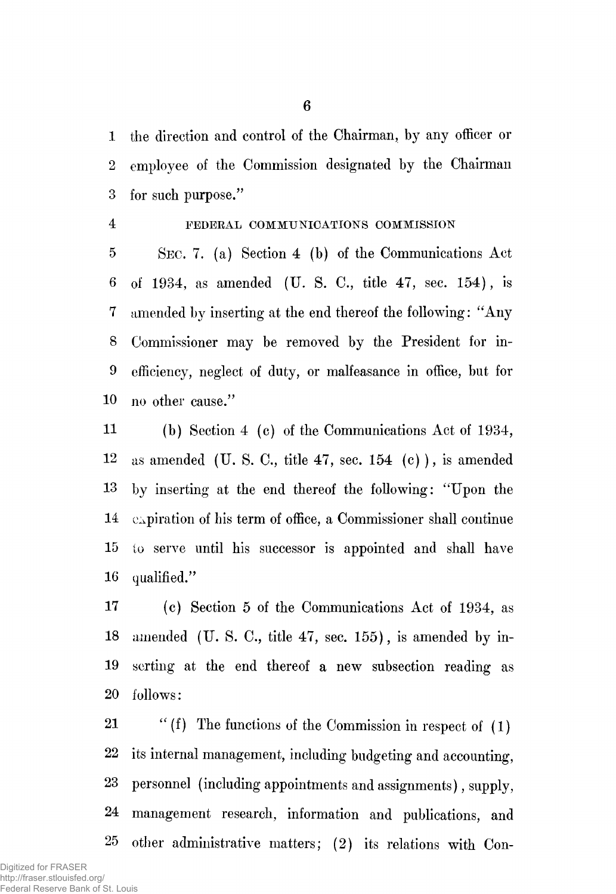the direction and control of the Chairman, by any officer or employee of the Commission designated by the Chairman for such purpose."

FEDERAL COMMUNICATIONS COMMISSION

SEC. 7. (a) Section 4 (b) of the Communications Act of 1934, as amended (U. S. C., title 47, sec. 154), is amended by inserting at the end thereof the following: "Any Commissioner may be removed by the President for inefficiency, neglect of duty, or malfeasance in office, but for no other cause."

(b) Section 4 (c) of the Communications Act of 1934, as amended (U. S. C., title 47, sec. 154 (c)), is amended by inserting at the end thereof the following: "Upon the expiration of his term of office, a Commissioner shall continue to serve until his successor is appointed and shall have qualified."

(c) Section 5 of the Communications Act of 1934, as amended (U. S. C., title 47, sec. 155), is amended by inserting at the end thereof a new subsection reading as follows:

"(f) The functions of the Commission in respect of (1) its internal management, including budgeting and accounting, personnel (including appointments and assignments), supply, management research, information and publications, and other administrative matters; (2) its relations with Con-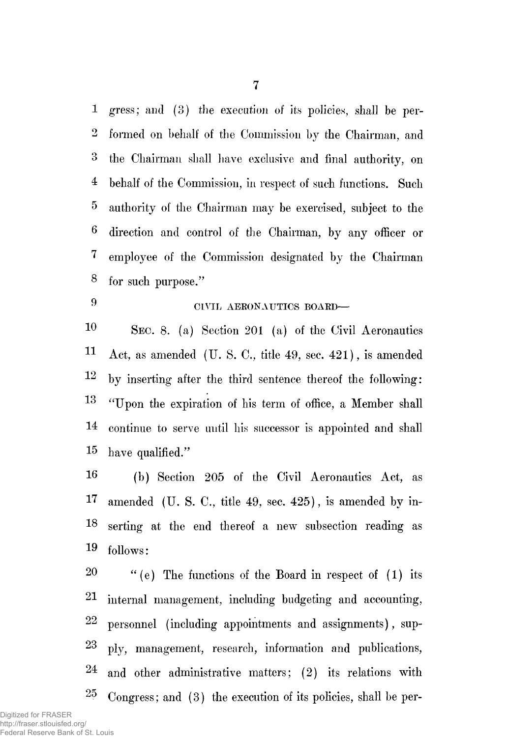gress; and (3) the execution of its policies, shall be performed on behalf of the Commission by the Chairman, and the Chairman shall have exclusive and final authority, on behalf of the Commission, in respect of such functions. Such authority of the Chairman may be exercised, subject to the direction and control of the Chairman, by any officer or employee of the Commission designated by the Chairman for such purpose."

CIVIL AERONAUTICS BOARD—

SEC. 8. (a) Section 201 (a) of the Civil Aeronautics Act, as amended (U. S. C., title 49, sec. 421), is amended by inserting after the third sentence thereof the following: "Upon the expiration of his term of office, a Member shall continue to serve until his successor is appointed and shall have qualified."

(b) Section 205 of the Civil Aeronautics Act, as amended (U. S. C., title 49, sec. 425), is amended by inserting at the end thereof a new subsection reading as follows:

"(e) The functions of the Board in respect of (1) its internal management, including budgeting and accounting, personnel (including appointments and assignments), supply, management, research, information and publications, and other administrative matters; (2) its relations with Congress; and (3) the execution of its policies, shall be per-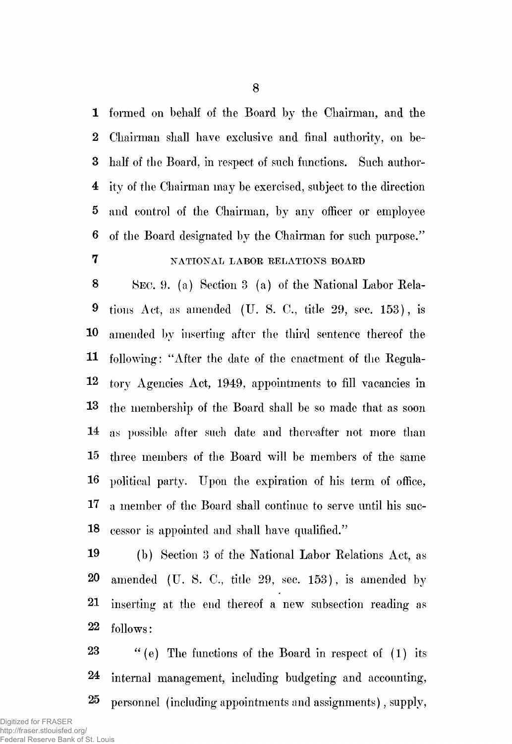formed on behalf of the Board by the Chairman, and the Chairman shall have exclusive and final authority, on behalf of the Board, in respect of such functions. Such authority of the Chairman may be exercised, subject to the direction and control of the Chairman, by any officer or employee of the Board designated by the Chairman for such purpose."

NATIONAL LABOR RELATIONS BOARD

SEC. 9. (a) Section 3 (a) of the National Labor Relations Act, as amended (U. S. C., title 29, sec. 153), is amended by inserting after the third sentence thereof the following: "After the date of the enactment of the Regulatory Agencies Act, 1949, appointments to fill vacancies in the membership of the Board shall be so made that as soon as possible after such date and thereafter not more than three members of the Board will be members of the same political party. Upon the expiration of his term of office, a member of the Board shall continue to serve until his successor is appointed and shall have qualified."

(b) Section 3 of the National Labor Relations Act, as amended (U. S. C., title 29, sec. 153), is amended by inserting at the end thereof a new subsection reading as follows:

"(e) The functions of the Board in respect of (1) its internal management, including budgeting and accounting, personnel (including appointments and assignments), supply,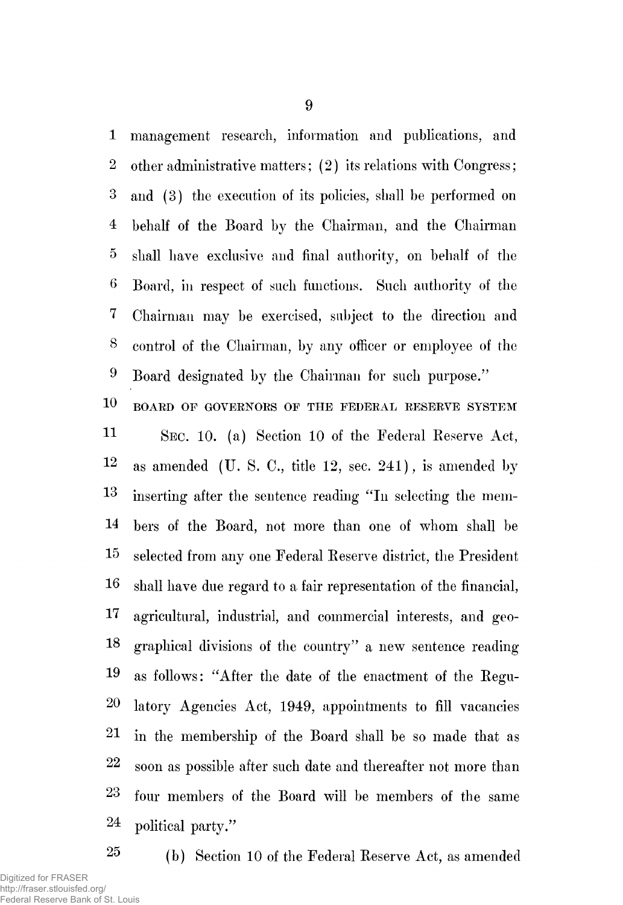management research, information and publications, and other administrative matters; (2) its relations with Congress; and (3) the execution of its policies, shall be performed on behalf of the Board by the Chairman, and the Chairman shall have exclusive and final authority, on behalf of the Board, in respect of such functions. Such authority of the Chairman may be exercised, subject to the direction and control of the Chairman, by any officer or employee of the Board designated by the Chairman for such purpose."

BOARD OF GOVERNORS OF THE FEDERAL RESERVE SYSTEM

SEC. 10. (a) Section 10 of the Federal Reserve Act, as amended (U. S. C., title 12, sec. 241), is amended by inserting after the sentence reading "In selecting the members of the Board, not more than one of whom shall be selected from any one Federal Reserve district, the President shall have due regard to a fair representation of the financial, agricultural, industrial, and commercial interests, and geographical divisions of the country" a new sentence reading as follows: "After the date of the enactment of the Regulatory Agencies Act, 1949, appointments to fill vacancies in the membership of the Board shall be so made that as soon as possible after such date and thereafter not more than four members of the Board will be members of the same political party."

(b) Section 10 of the Federal Reserve Act, as amended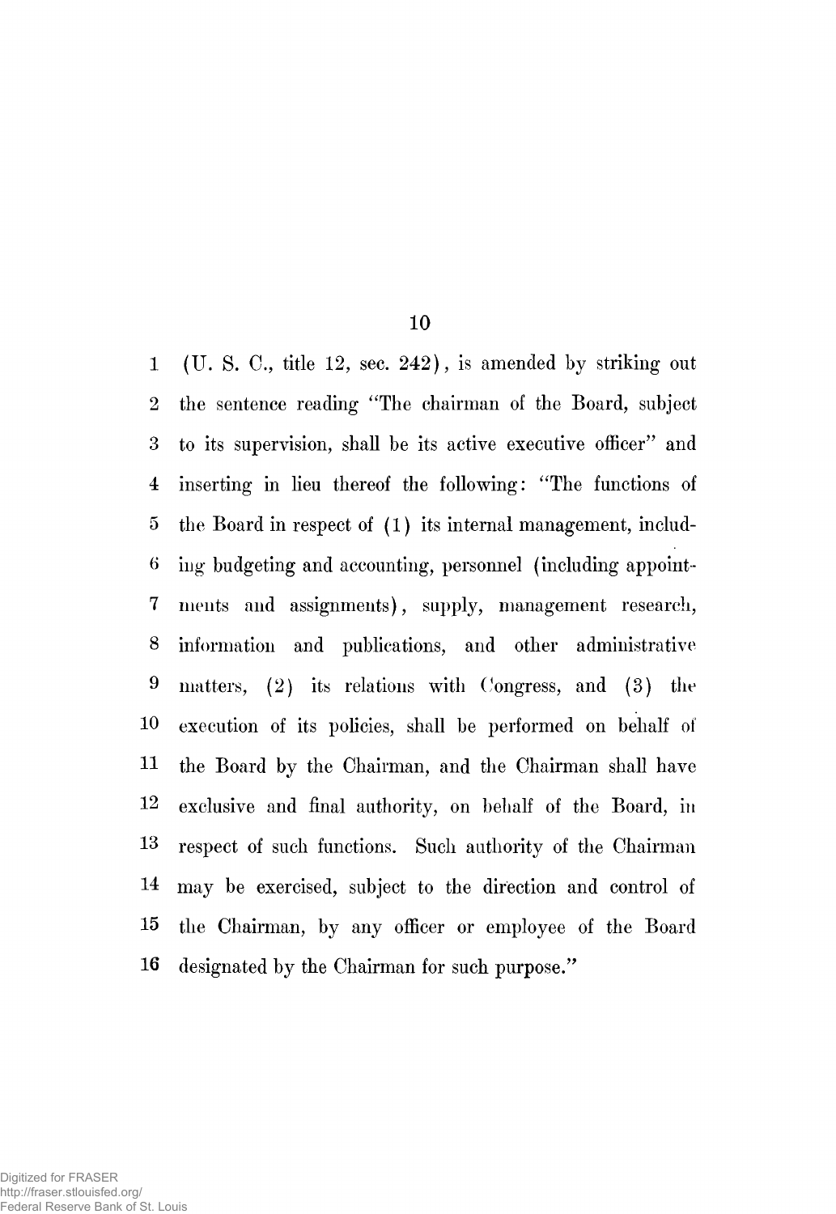(U. S. C., title 12, sec. 242), is amended by striking out the sentence reading "The chairman of the Board, subject to its supervision, shall be its active executive officer" and inserting in lieu thereof the following: "The functions of the Board in respect of (1) its internal management, including budgeting and accounting, personnel (including appointments and assignments), supply, management research, information and publications, and other administrative matters, (2) its relations with Congress, and (3) the execution of its policies, shall be performed on behalf of the Board by the Chairman, and the Chairman shall have exclusive and final authority, on behalf of the Board, in respect of such functions. Such authority of the Chairman may be exercised, subject to the direction and control of the Chairman, by any officer or employee of the Board designated by the Chairman for such purpose."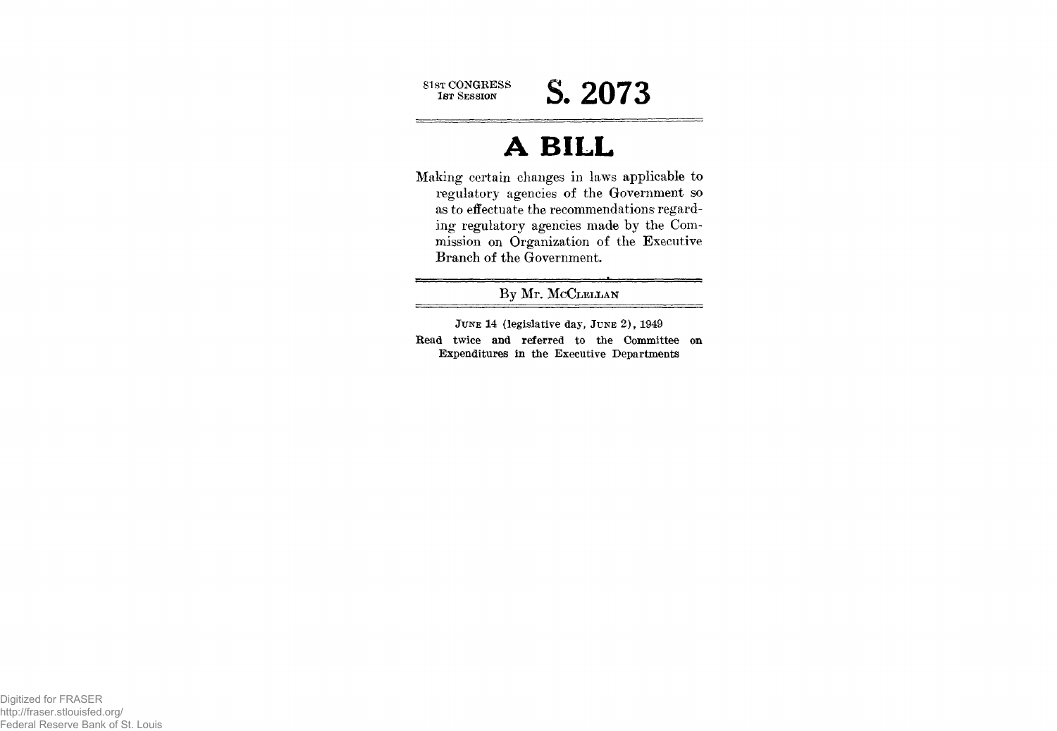81st CONGRESS
1st Session

# S. 2073

## A BILL

Making certain changes in laws applicable to regulatory agencies of the Government so as to effectuate the recommendations regarding regulatory agencies made by the Commission on Organization of the Executive Branch of the Government.

By Mr. McClellan

June 14 (legislative day, June 2), 1949

Read twice and referred to the Committee on Expenditures in the Executive Departments